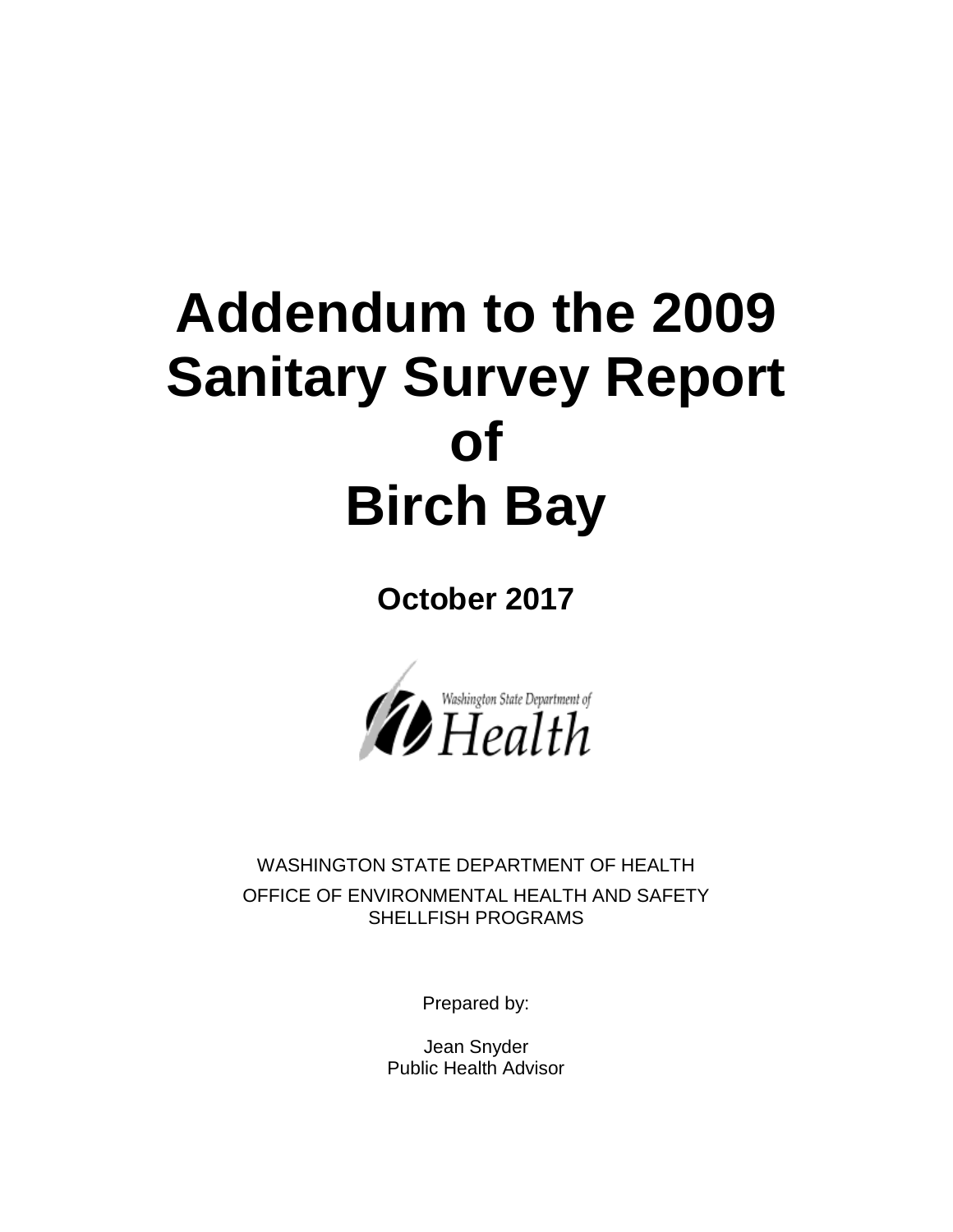# Addendum to the 2009 Sanitary Survey Report of Birch Bay

**October 2017**

Washington State Department of Health

WASHINGTON STATE DEPARTMENT OF HEALTH

OFFICE OF ENVIRONMENTAL HEALTH AND SAFETY
SHELLFISH PROGRAMS

Prepared by:

Jean Snyder
Public Health Advisor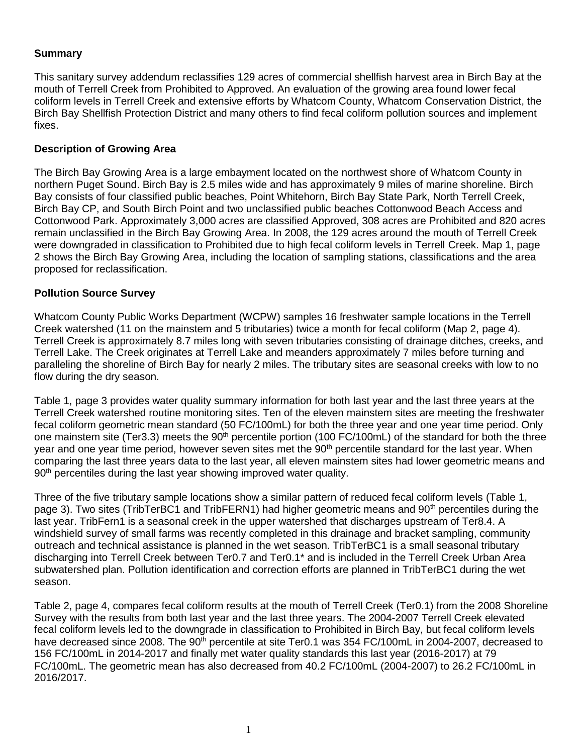## Summary

This sanitary survey addendum reclassifies 129 acres of commercial shellfish harvest area in Birch Bay at the mouth of Terrell Creek from Prohibited to Approved. An evaluation of the growing area found lower fecal coliform levels in Terrell Creek and extensive efforts by Whatcom County, Whatcom Conservation District, the Birch Bay Shellfish Protection District and many others to find fecal coliform pollution sources and implement fixes.

## Description of Growing Area

The Birch Bay Growing Area is a large embayment located on the northwest shore of Whatcom County in northern Puget Sound. Birch Bay is 2.5 miles wide and has approximately 9 miles of marine shoreline. Birch Bay consists of four classified public beaches, Point Whitehorn, Birch Bay State Park, North Terrell Creek, Birch Bay CP, and South Birch Point and two unclassified public beaches Cottonwood Beach Access and Cottonwood Park. Approximately 3,000 acres are classified Approved, 308 acres are Prohibited and 820 acres remain unclassified in the Birch Bay Growing Area. In 2008, the 129 acres around the mouth of Terrell Creek were downgraded in classification to Prohibited due to high fecal coliform levels in Terrell Creek. Map 1, page 2 shows the Birch Bay Growing Area, including the location of sampling stations, classifications and the area proposed for reclassification.

## Pollution Source Survey

Whatcom County Public Works Department (WCPW) samples 16 freshwater sample locations in the Terrell Creek watershed (11 on the mainstem and 5 tributaries) twice a month for fecal coliform (Map 2, page 4). Terrell Creek is approximately 8.7 miles long with seven tributaries consisting of drainage ditches, creeks, and Terrell Lake. The Creek originates at Terrell Lake and meanders approximately 7 miles before turning and paralleling the shoreline of Birch Bay for nearly 2 miles. The tributary sites are seasonal creeks with low to no flow during the dry season.

Table 1, page 3 provides water quality summary information for both last year and the last three years at the Terrell Creek watershed routine monitoring sites. Ten of the eleven mainstem sites are meeting the freshwater fecal coliform geometric mean standard (50 FC/100mL) for both the three year and one year time period. Only one mainstem site (Ter3.3) meets the 90th percentile portion (100 FC/100mL) of the standard for both the three year and one year time period, however seven sites met the 90th percentile standard for the last year. When comparing the last three years data to the last year, all eleven mainstem sites had lower geometric means and 90th percentiles during the last year showing improved water quality.

Three of the five tributary sample locations show a similar pattern of reduced fecal coliform levels (Table 1, page 3). Two sites (TribTerBC1 and TribFERN1) had higher geometric means and 90th percentiles during the last year. TribFern1 is a seasonal creek in the upper watershed that discharges upstream of Ter8.4. A windshield survey of small farms was recently completed in this drainage and bracket sampling, community outreach and technical assistance is planned in the wet season. TribTerBC1 is a small seasonal tributary discharging into Terrell Creek between Ter0.7 and Ter0.1* and is included in the Terrell Creek Urban Area subwatershed plan. Pollution identification and correction efforts are planned in TribTerBC1 during the wet season.

Table 2, page 4, compares fecal coliform results at the mouth of Terrell Creek (Ter0.1) from the 2008 Shoreline Survey with the results from both last year and the last three years. The 2004-2007 Terrell Creek elevated fecal coliform levels led to the downgrade in classification to Prohibited in Birch Bay, but fecal coliform levels have decreased since 2008. The 90th percentile at site Ter0.1 was 354 FC/100mL in 2004-2007, decreased to 156 FC/100mL in 2014-2017 and finally met water quality standards this last year (2016-2017) at 79 FC/100mL. The geometric mean has also decreased from 40.2 FC/100mL (2004-2007) to 26.2 FC/100mL in 2016/2017.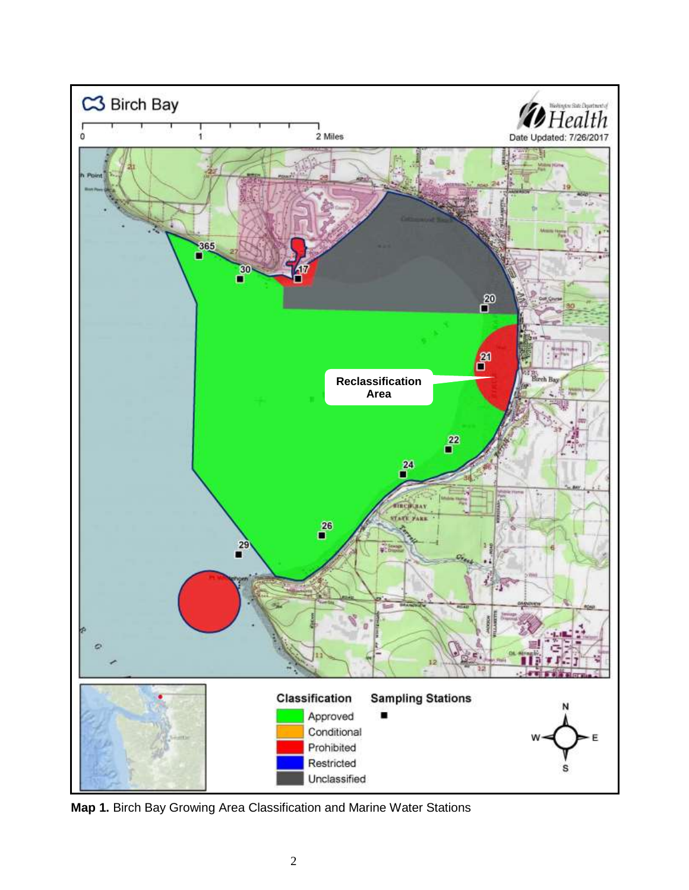**Map 1.** Birch Bay Growing Area Classification and Marine Water Stations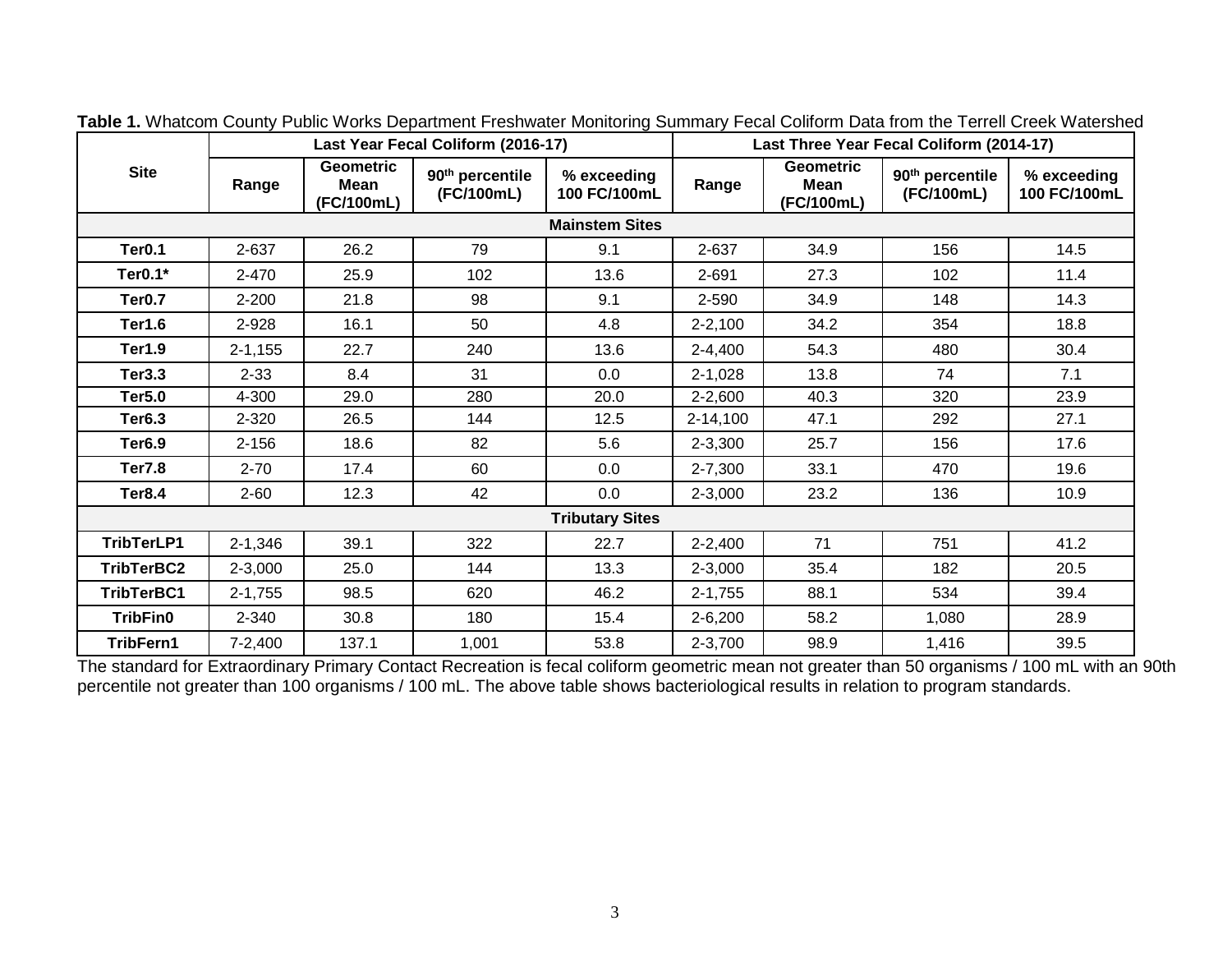**Table 1.** Whatcom County Public Works Department Freshwater Monitoring Summary Fecal Coliform Data from the Terrell Creek Watershed

| Site | Last Year Fecal Coliform (2016-17) | | | | Last Three Year Fecal Coliform (2014-17) | | | |
|---|---|---|---|---|---|---|---|---|
| | Range | Geometric Mean (FC/100mL) | 90th percentile (FC/100mL) | % exceeding 100 FC/100mL | Range | Geometric Mean (FC/100mL) | 90th percentile (FC/100mL) | % exceeding 100 FC/100mL |
| **Mainstem Sites** | | | | | | | | |
| **Ter0.1** | 2-637 | 26.2 | 79 | 9.1 | 2-637 | 34.9 | 156 | 14.5 |
| **Ter0.1*** | 2-470 | 25.9 | 102 | 13.6 | 2-691 | 27.3 | 102 | 11.4 |
| **Ter0.7** | 2-200 | 21.8 | 98 | 9.1 | 2-590 | 34.9 | 148 | 14.3 |
| **Ter1.6** | 2-928 | 16.1 | 50 | 4.8 | 2-2,100 | 34.2 | 354 | 18.8 |
| **Ter1.9** | 2-1,155 | 22.7 | 240 | 13.6 | 2-4,400 | 54.3 | 480 | 30.4 |
| **Ter3.3** | 2-33 | 8.4 | 31 | 0.0 | 2-1,028 | 13.8 | 74 | 7.1 |
| **Ter5.0** | 4-300 | 29.0 | 280 | 20.0 | 2-2,600 | 40.3 | 320 | 23.9 |
| **Ter6.3** | 2-320 | 26.5 | 144 | 12.5 | 2-14,100 | 47.1 | 292 | 27.1 |
| **Ter6.9** | 2-156 | 18.6 | 82 | 5.6 | 2-3,300 | 25.7 | 156 | 17.6 |
| **Ter7.8** | 2-70 | 17.4 | 60 | 0.0 | 2-7,300 | 33.1 | 470 | 19.6 |
| **Ter8.4** | 2-60 | 12.3 | 42 | 0.0 | 2-3,000 | 23.2 | 136 | 10.9 |
| **Tributary Sites** | | | | | | | | |
| **TribTerLP1** | 2-1,346 | 39.1 | 322 | 22.7 | 2-2,400 | 71 | 751 | 41.2 |
| **TribTerBC2** | 2-3,000 | 25.0 | 144 | 13.3 | 2-3,000 | 35.4 | 182 | 20.5 |
| **TribTerBC1** | 2-1,755 | 98.5 | 620 | 46.2 | 2-1,755 | 88.1 | 534 | 39.4 |
| **TribFin0** | 2-340 | 30.8 | 180 | 15.4 | 2-6,200 | 58.2 | 1,080 | 28.9 |
| **TribFern1** | 7-2,400 | 137.1 | 1,001 | 53.8 | 2-3,700 | 98.9 | 1,416 | 39.5 |

The standard for Extraordinary Primary Contact Recreation is fecal coliform geometric mean not greater than 50 organisms / 100 mL with an 90th percentile not greater than 100 organisms / 100 mL. The above table shows bacteriological results in relation to program standards.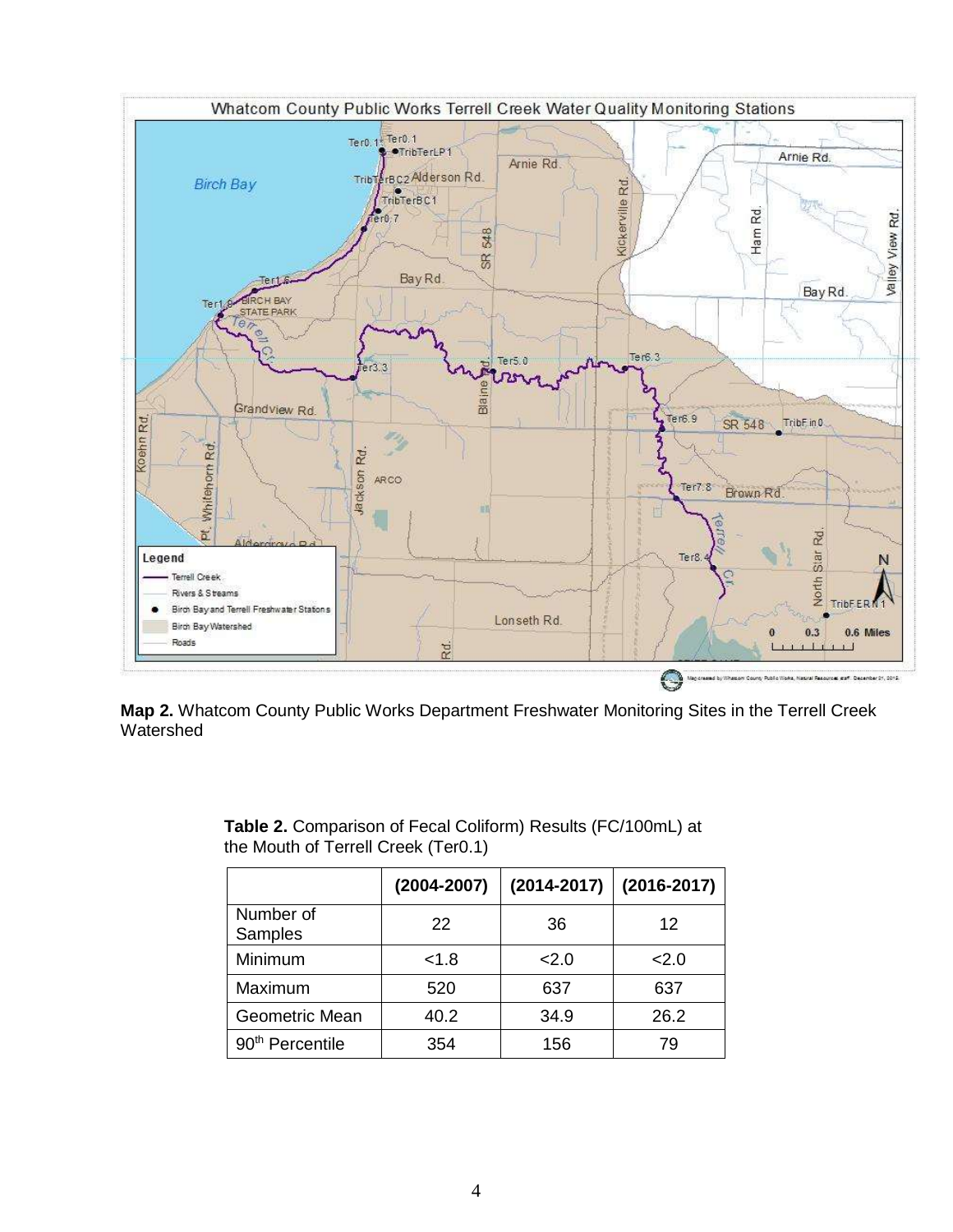**Map 2.** Whatcom County Public Works Department Freshwater Monitoring Sites in the Terrell Creek Watershed

**Table 2.** Comparison of Fecal Coliform) Results (FC/100mL) at the Mouth of Terrell Creek (Ter0.1)

| | (2004-2007) | (2014-2017) | (2016-2017) |
|---|---|---|---|
| Number of Samples | 22 | 36 | 12 |
| Minimum | <1.8 | <2.0 | <2.0 |
| Maximum | 520 | 637 | 637 |
| Geometric Mean | 40.2 | 34.9 | 26.2 |
| 90th Percentile | 354 | 156 | 79 |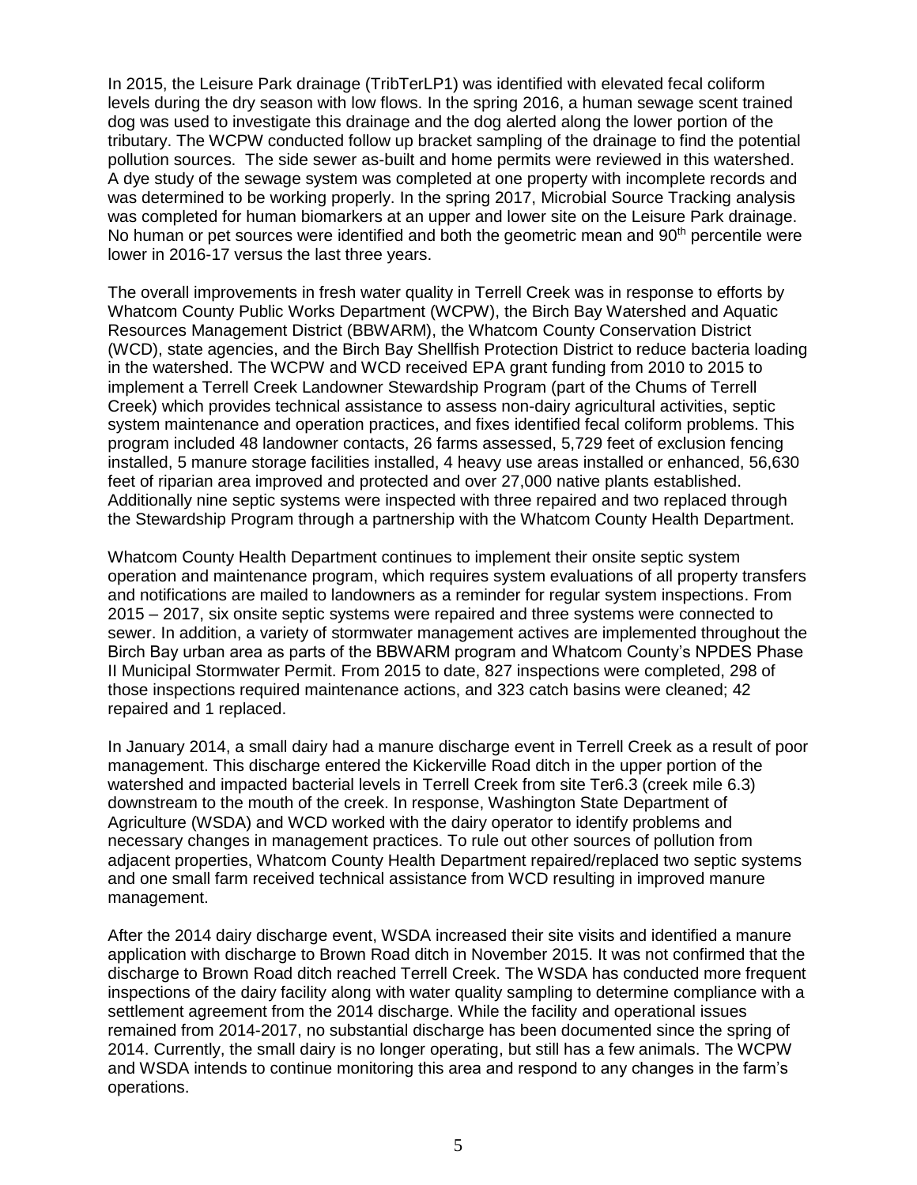In 2015, the Leisure Park drainage (TribTerLP1) was identified with elevated fecal coliform levels during the dry season with low flows. In the spring 2016, a human sewage scent trained dog was used to investigate this drainage and the dog alerted along the lower portion of the tributary. The WCPW conducted follow up bracket sampling of the drainage to find the potential pollution sources. The side sewer as-built and home permits were reviewed in this watershed. A dye study of the sewage system was completed at one property with incomplete records and was determined to be working properly. In the spring 2017, Microbial Source Tracking analysis was completed for human biomarkers at an upper and lower site on the Leisure Park drainage. No human or pet sources were identified and both the geometric mean and 90th percentile were lower in 2016-17 versus the last three years.

The overall improvements in fresh water quality in Terrell Creek was in response to efforts by Whatcom County Public Works Department (WCPW), the Birch Bay Watershed and Aquatic Resources Management District (BBWARM), the Whatcom County Conservation District (WCD), state agencies, and the Birch Bay Shellfish Protection District to reduce bacteria loading in the watershed. The WCPW and WCD received EPA grant funding from 2010 to 2015 to implement a Terrell Creek Landowner Stewardship Program (part of the Chums of Terrell Creek) which provides technical assistance to assess non-dairy agricultural activities, septic system maintenance and operation practices, and fixes identified fecal coliform problems. This program included 48 landowner contacts, 26 farms assessed, 5,729 feet of exclusion fencing installed, 5 manure storage facilities installed, 4 heavy use areas installed or enhanced, 56,630 feet of riparian area improved and protected and over 27,000 native plants established. Additionally nine septic systems were inspected with three repaired and two replaced through the Stewardship Program through a partnership with the Whatcom County Health Department.

Whatcom County Health Department continues to implement their onsite septic system operation and maintenance program, which requires system evaluations of all property transfers and notifications are mailed to landowners as a reminder for regular system inspections. From 2015 – 2017, six onsite septic systems were repaired and three systems were connected to sewer. In addition, a variety of stormwater management actives are implemented throughout the Birch Bay urban area as parts of the BBWARM program and Whatcom County's NPDES Phase II Municipal Stormwater Permit. From 2015 to date, 827 inspections were completed, 298 of those inspections required maintenance actions, and 323 catch basins were cleaned; 42 repaired and 1 replaced.

In January 2014, a small dairy had a manure discharge event in Terrell Creek as a result of poor management. This discharge entered the Kickerville Road ditch in the upper portion of the watershed and impacted bacterial levels in Terrell Creek from site Ter6.3 (creek mile 6.3) downstream to the mouth of the creek. In response, Washington State Department of Agriculture (WSDA) and WCD worked with the dairy operator to identify problems and necessary changes in management practices. To rule out other sources of pollution from adjacent properties, Whatcom County Health Department repaired/replaced two septic systems and one small farm received technical assistance from WCD resulting in improved manure management.

After the 2014 dairy discharge event, WSDA increased their site visits and identified a manure application with discharge to Brown Road ditch in November 2015. It was not confirmed that the discharge to Brown Road ditch reached Terrell Creek. The WSDA has conducted more frequent inspections of the dairy facility along with water quality sampling to determine compliance with a settlement agreement from the 2014 discharge. While the facility and operational issues remained from 2014-2017, no substantial discharge has been documented since the spring of 2014. Currently, the small dairy is no longer operating, but still has a few animals. The WCPW and WSDA intends to continue monitoring this area and respond to any changes in the farm's operations.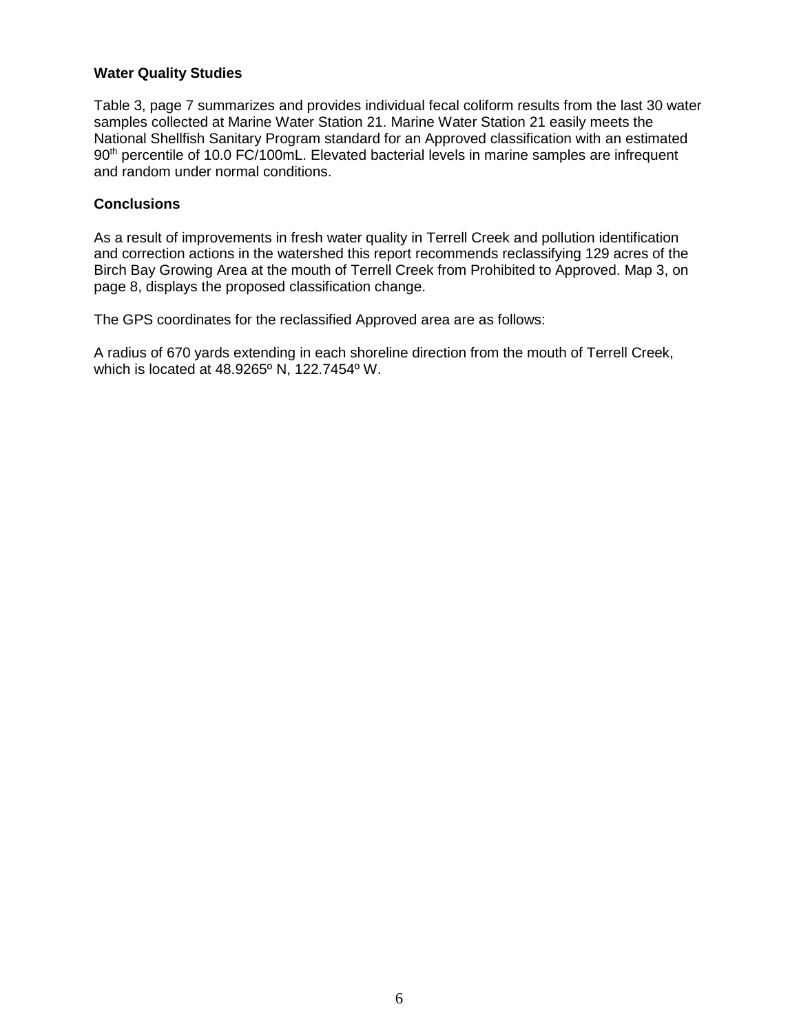## Water Quality Studies

Table 3, page 7 summarizes and provides individual fecal coliform results from the last 30 water samples collected at Marine Water Station 21. Marine Water Station 21 easily meets the National Shellfish Sanitary Program standard for an Approved classification with an estimated 90$^{th}$ percentile of 10.0 FC/100mL. Elevated bacterial levels in marine samples are infrequent and random under normal conditions.

## Conclusions

As a result of improvements in fresh water quality in Terrell Creek and pollution identification and correction actions in the watershed this report recommends reclassifying 129 acres of the Birch Bay Growing Area at the mouth of Terrell Creek from Prohibited to Approved. Map 3, on page 8, displays the proposed classification change.

The GPS coordinates for the reclassified Approved area are as follows:

A radius of 670 yards extending in each shoreline direction from the mouth of Terrell Creek, which is located at 48.9265º N, 122.7454º W.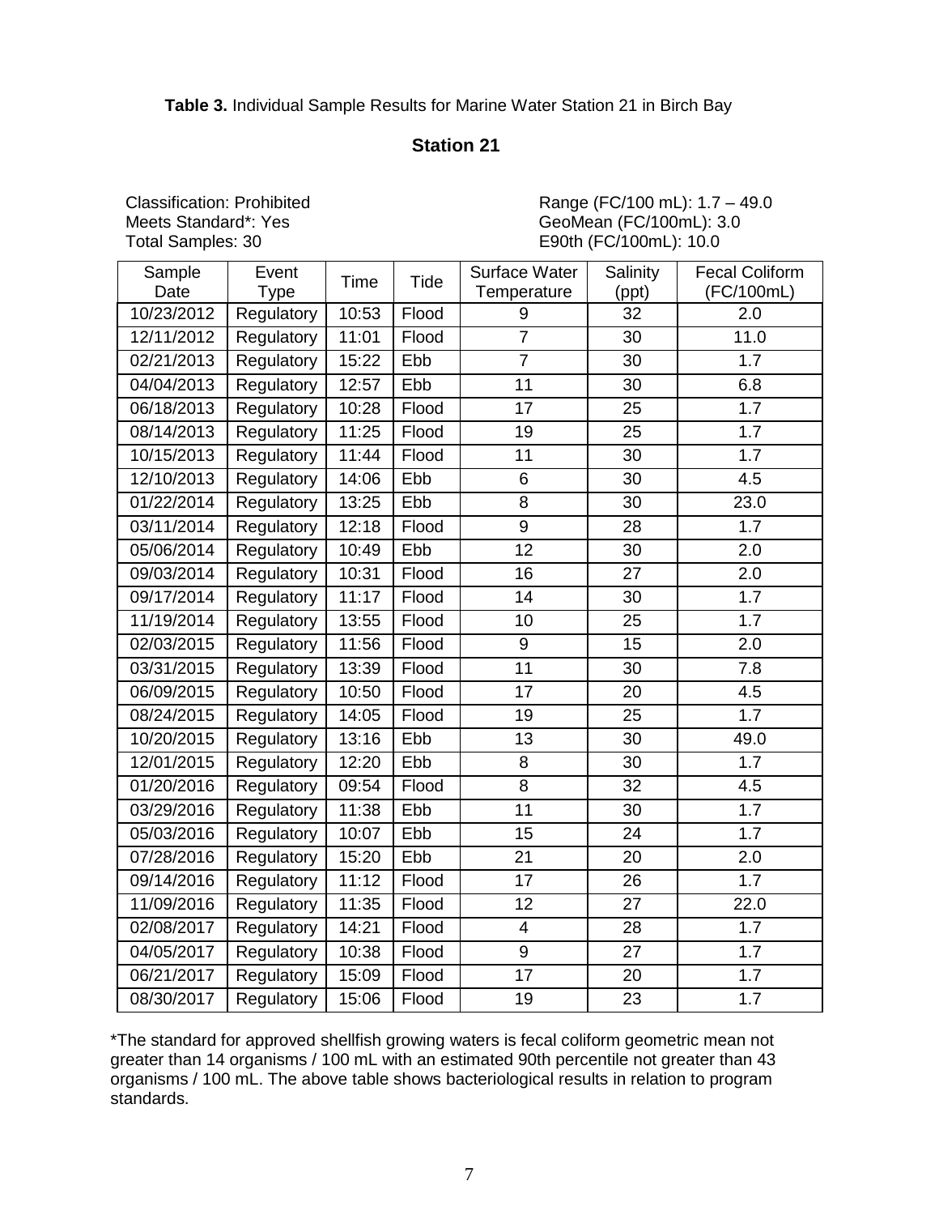**Table 3.** Individual Sample Results for Marine Water Station 21 in Birch Bay

## Station 21

Classification: Prohibited
Meets Standard*: Yes
Total Samples: 30

Range (FC/100 mL): 1.7 – 49.0
GeoMean (FC/100mL): 3.0
E90th (FC/100mL): 10.0

| Sample Date | Event Type | Time | Tide | Surface Water Temperature | Salinity (ppt) | Fecal Coliform (FC/100mL) |
|---|---|---|---|---|---|---|
| 10/23/2012 | Regulatory | 10:53 | Flood | 9 | 32 | 2.0 |
| 12/11/2012 | Regulatory | 11:01 | Flood | 7 | 30 | 11.0 |
| 02/21/2013 | Regulatory | 15:22 | Ebb | 7 | 30 | 1.7 |
| 04/04/2013 | Regulatory | 12:57 | Ebb | 11 | 30 | 6.8 |
| 06/18/2013 | Regulatory | 10:28 | Flood | 17 | 25 | 1.7 |
| 08/14/2013 | Regulatory | 11:25 | Flood | 19 | 25 | 1.7 |
| 10/15/2013 | Regulatory | 11:44 | Flood | 11 | 30 | 1.7 |
| 12/10/2013 | Regulatory | 14:06 | Ebb | 6 | 30 | 4.5 |
| 01/22/2014 | Regulatory | 13:25 | Ebb | 8 | 30 | 23.0 |
| 03/11/2014 | Regulatory | 12:18 | Flood | 9 | 28 | 1.7 |
| 05/06/2014 | Regulatory | 10:49 | Ebb | 12 | 30 | 2.0 |
| 09/03/2014 | Regulatory | 10:31 | Flood | 16 | 27 | 2.0 |
| 09/17/2014 | Regulatory | 11:17 | Flood | 14 | 30 | 1.7 |
| 11/19/2014 | Regulatory | 13:55 | Flood | 10 | 25 | 1.7 |
| 02/03/2015 | Regulatory | 11:56 | Flood | 9 | 15 | 2.0 |
| 03/31/2015 | Regulatory | 13:39 | Flood | 11 | 30 | 7.8 |
| 06/09/2015 | Regulatory | 10:50 | Flood | 17 | 20 | 4.5 |
| 08/24/2015 | Regulatory | 14:05 | Flood | 19 | 25 | 1.7 |
| 10/20/2015 | Regulatory | 13:16 | Ebb | 13 | 30 | 49.0 |
| 12/01/2015 | Regulatory | 12:20 | Ebb | 8 | 30 | 1.7 |
| 01/20/2016 | Regulatory | 09:54 | Flood | 8 | 32 | 4.5 |
| 03/29/2016 | Regulatory | 11:38 | Ebb | 11 | 30 | 1.7 |
| 05/03/2016 | Regulatory | 10:07 | Ebb | 15 | 24 | 1.7 |
| 07/28/2016 | Regulatory | 15:20 | Ebb | 21 | 20 | 2.0 |
| 09/14/2016 | Regulatory | 11:12 | Flood | 17 | 26 | 1.7 |
| 11/09/2016 | Regulatory | 11:35 | Flood | 12 | 27 | 22.0 |
| 02/08/2017 | Regulatory | 14:21 | Flood | 4 | 28 | 1.7 |
| 04/05/2017 | Regulatory | 10:38 | Flood | 9 | 27 | 1.7 |
| 06/21/2017 | Regulatory | 15:09 | Flood | 17 | 20 | 1.7 |
| 08/30/2017 | Regulatory | 15:06 | Flood | 19 | 23 | 1.7 |

*The standard for approved shellfish growing waters is fecal coliform geometric mean not greater than 14 organisms / 100 mL with an estimated 90th percentile not greater than 43 organisms / 100 mL. The above table shows bacteriological results in relation to program standards.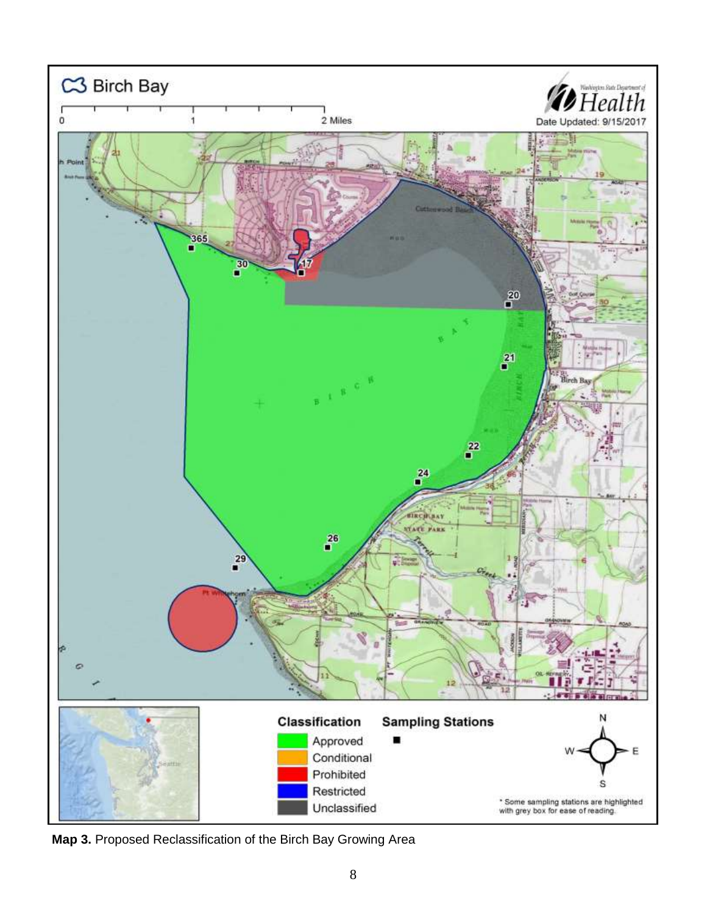Birch Bay

0 1 2 Miles

Washington State Department of Health

Date Updated: 9/15/2017

365
30
17
20
21
22
24
26
29

Classification
Approved
Conditional
Prohibited
Restricted
Unclassified

Sampling Stations

N
W E
S

* Some sampling stations are highlighted with grey box for ease of reading.

**Map 3.** Proposed Reclassification of the Birch Bay Growing Area